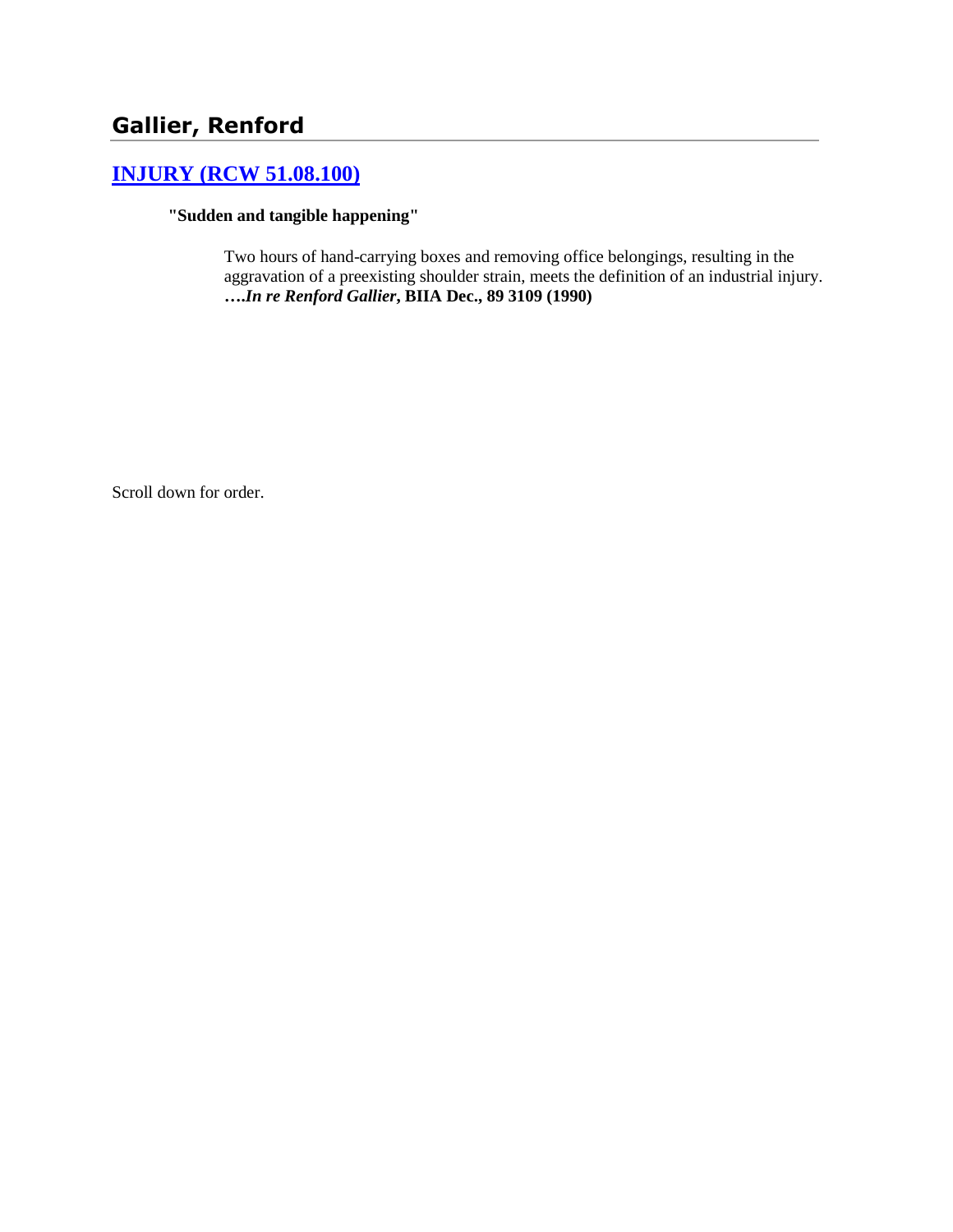## Gallier, Renford

### [INJURY (RCW 51.08.100)]

**"Sudden and tangible happening"**

> Two hours of hand-carrying boxes and removing office belongings, resulting in the aggravation of a preexisting shoulder strain, meets the definition of an industrial injury. **….*In re Renford Gallier*, BIIA Dec., 89 3109 (1990)**

Scroll down for order.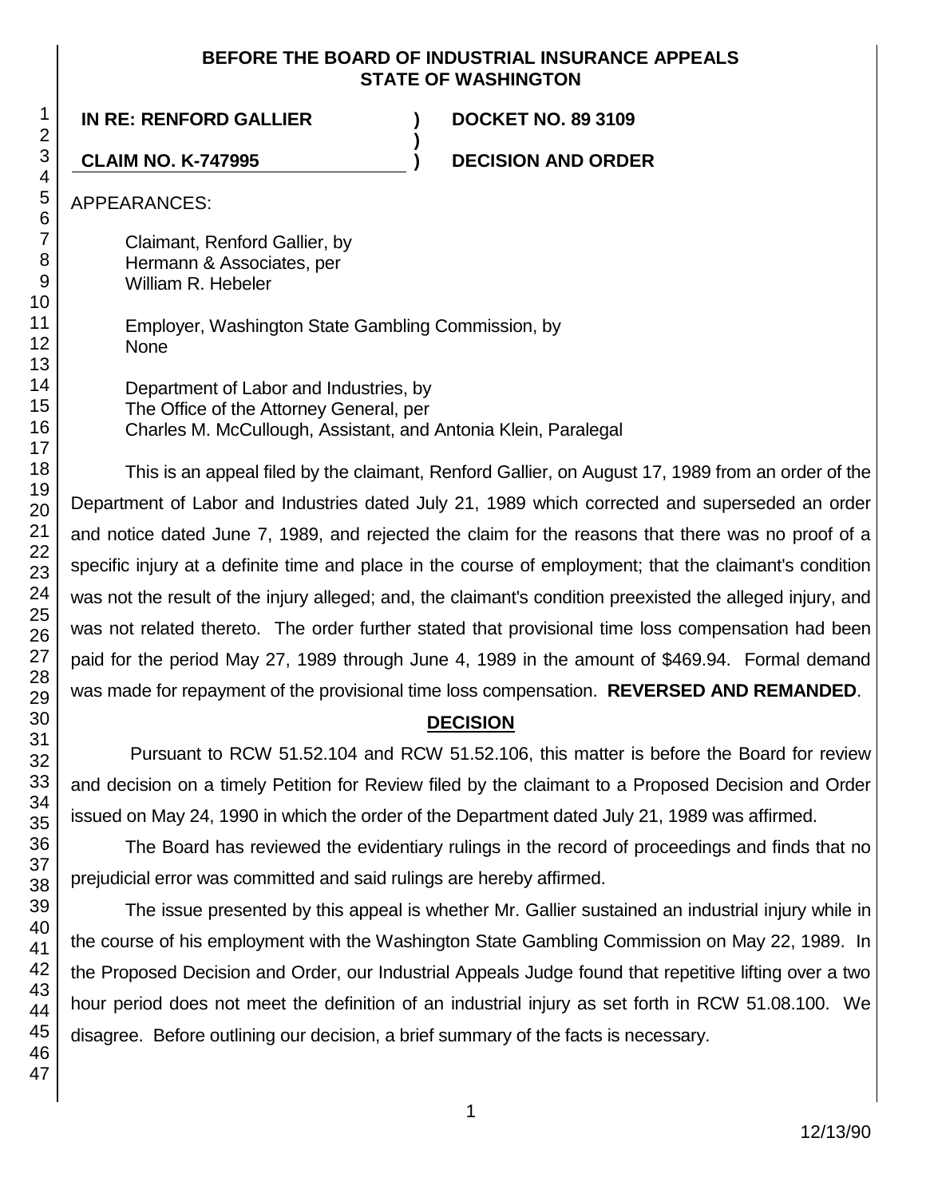**BEFORE THE BOARD OF INDUSTRIAL INSURANCE APPEALS STATE OF WASHINGTON**

| IN RE: RENFORD GALLIER | ) | DOCKET NO. 89 3109 |
|---|---|---|
| | ) | |
| CLAIM NO. K-747995 | ) | DECISION AND ORDER |

APPEARANCES:

Claimant, Renford Gallier, by
Hermann & Associates, per
William R. Hebeler

Employer, Washington State Gambling Commission, by
None

Department of Labor and Industries, by
The Office of the Attorney General, per
Charles M. McCullough, Assistant, and Antonia Klein, Paralegal

This is an appeal filed by the claimant, Renford Gallier, on August 17, 1989 from an order of the Department of Labor and Industries dated July 21, 1989 which corrected and superseded an order and notice dated June 7, 1989, and rejected the claim for the reasons that there was no proof of a specific injury at a definite time and place in the course of employment; that the claimant's condition was not the result of the injury alleged; and, the claimant's condition preexisted the alleged injury, and was not related thereto. The order further stated that provisional time loss compensation had been paid for the period May 27, 1989 through June 4, 1989 in the amount of $469.94. Formal demand was made for repayment of the provisional time loss compensation. **REVERSED AND REMANDED**.

## DECISION

Pursuant to RCW 51.52.104 and RCW 51.52.106, this matter is before the Board for review and decision on a timely Petition for Review filed by the claimant to a Proposed Decision and Order issued on May 24, 1990 in which the order of the Department dated July 21, 1989 was affirmed.

The Board has reviewed the evidentiary rulings in the record of proceedings and finds that no prejudicial error was committed and said rulings are hereby affirmed.

The issue presented by this appeal is whether Mr. Gallier sustained an industrial injury while in the course of his employment with the Washington State Gambling Commission on May 22, 1989. In the Proposed Decision and Order, our Industrial Appeals Judge found that repetitive lifting over a two hour period does not meet the definition of an industrial injury as set forth in RCW 51.08.100. We disagree. Before outlining our decision, a brief summary of the facts is necessary.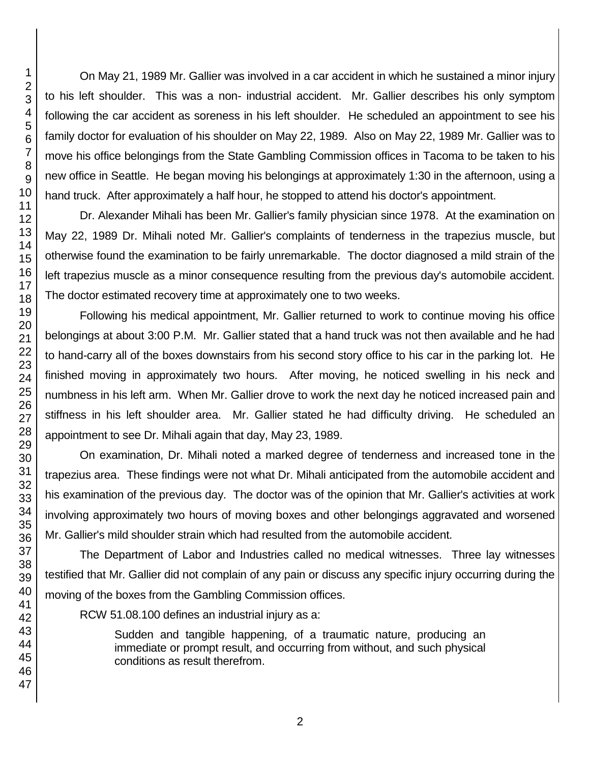On May 21, 1989 Mr. Gallier was involved in a car accident in which he sustained a minor injury to his left shoulder. This was a non- industrial accident. Mr. Gallier describes his only symptom following the car accident as soreness in his left shoulder. He scheduled an appointment to see his family doctor for evaluation of his shoulder on May 22, 1989. Also on May 22, 1989 Mr. Gallier was to move his office belongings from the State Gambling Commission offices in Tacoma to be taken to his new office in Seattle. He began moving his belongings at approximately 1:30 in the afternoon, using a hand truck. After approximately a half hour, he stopped to attend his doctor's appointment.

Dr. Alexander Mihali has been Mr. Gallier's family physician since 1978. At the examination on May 22, 1989 Dr. Mihali noted Mr. Gallier's complaints of tenderness in the trapezius muscle, but otherwise found the examination to be fairly unremarkable. The doctor diagnosed a mild strain of the left trapezius muscle as a minor consequence resulting from the previous day's automobile accident. The doctor estimated recovery time at approximately one to two weeks.

Following his medical appointment, Mr. Gallier returned to work to continue moving his office belongings at about 3:00 P.M. Mr. Gallier stated that a hand truck was not then available and he had to hand-carry all of the boxes downstairs from his second story office to his car in the parking lot. He finished moving in approximately two hours. After moving, he noticed swelling in his neck and numbness in his left arm. When Mr. Gallier drove to work the next day he noticed increased pain and stiffness in his left shoulder area. Mr. Gallier stated he had difficulty driving. He scheduled an appointment to see Dr. Mihali again that day, May 23, 1989.

On examination, Dr. Mihali noted a marked degree of tenderness and increased tone in the trapezius area. These findings were not what Dr. Mihali anticipated from the automobile accident and his examination of the previous day. The doctor was of the opinion that Mr. Gallier's activities at work involving approximately two hours of moving boxes and other belongings aggravated and worsened Mr. Gallier's mild shoulder strain which had resulted from the automobile accident.

The Department of Labor and Industries called no medical witnesses. Three lay witnesses testified that Mr. Gallier did not complain of any pain or discuss any specific injury occurring during the moving of the boxes from the Gambling Commission offices.

RCW 51.08.100 defines an industrial injury as a:

> Sudden and tangible happening, of a traumatic nature, producing an immediate or prompt result, and occurring from without, and such physical conditions as result therefrom.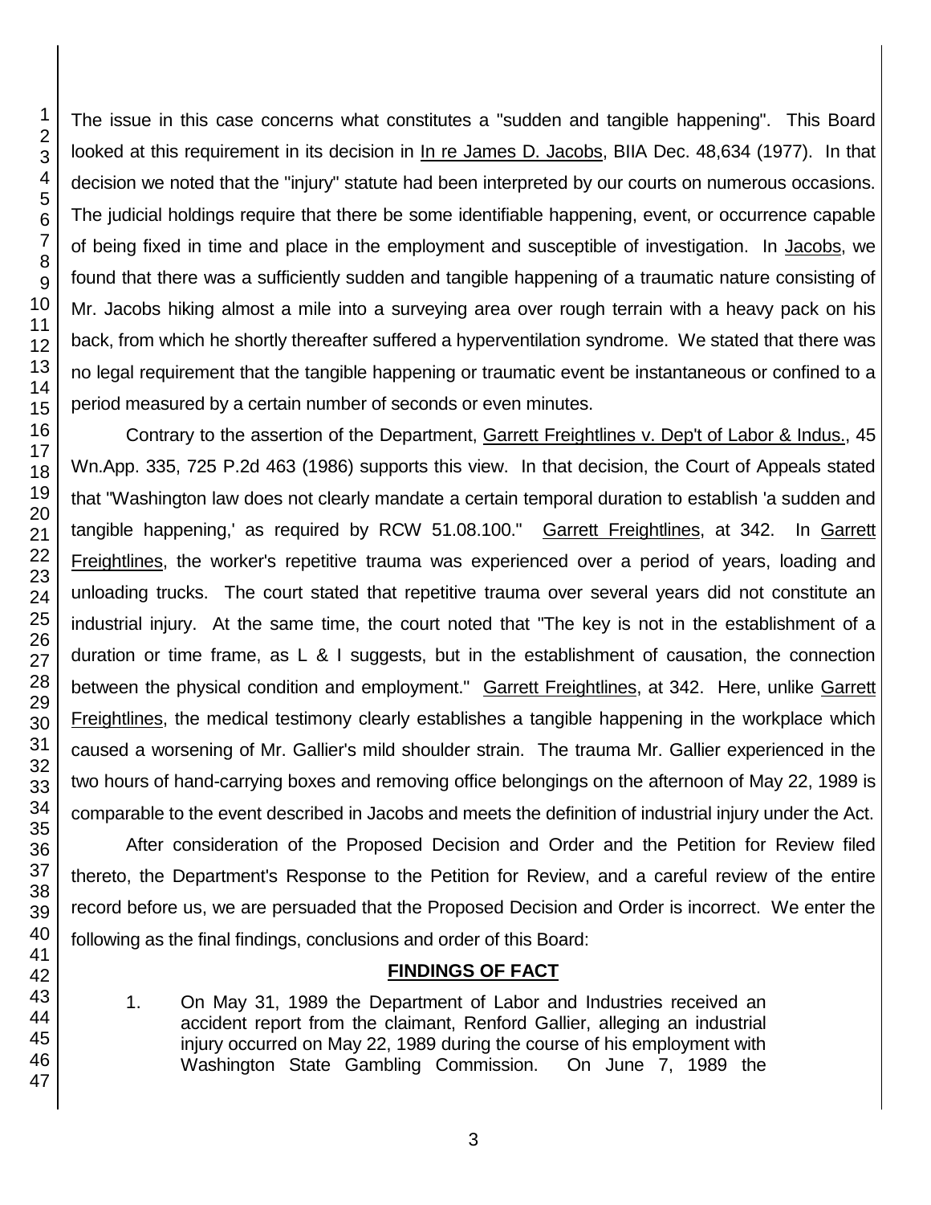The issue in this case concerns what constitutes a "sudden and tangible happening". This Board looked at this requirement in its decision in In re James D. Jacobs, BIIA Dec. 48,634 (1977). In that decision we noted that the "injury" statute had been interpreted by our courts on numerous occasions. The judicial holdings require that there be some identifiable happening, event, or occurrence capable of being fixed in time and place in the employment and susceptible of investigation. In Jacobs, we found that there was a sufficiently sudden and tangible happening of a traumatic nature consisting of Mr. Jacobs hiking almost a mile into a surveying area over rough terrain with a heavy pack on his back, from which he shortly thereafter suffered a hyperventilation syndrome. We stated that there was no legal requirement that the tangible happening or traumatic event be instantaneous or confined to a period measured by a certain number of seconds or even minutes.

Contrary to the assertion of the Department, Garrett Freightlines v. Dep't of Labor & Indus., 45 Wn.App. 335, 725 P.2d 463 (1986) supports this view. In that decision, the Court of Appeals stated that "Washington law does not clearly mandate a certain temporal duration to establish 'a sudden and tangible happening,' as required by RCW 51.08.100." Garrett Freightlines, at 342. In Garrett Freightlines, the worker's repetitive trauma was experienced over a period of years, loading and unloading trucks. The court stated that repetitive trauma over several years did not constitute an industrial injury. At the same time, the court noted that "The key is not in the establishment of a duration or time frame, as L & I suggests, but in the establishment of causation, the connection between the physical condition and employment." Garrett Freightlines, at 342. Here, unlike Garrett Freightlines, the medical testimony clearly establishes a tangible happening in the workplace which caused a worsening of Mr. Gallier's mild shoulder strain. The trauma Mr. Gallier experienced in the two hours of hand-carrying boxes and removing office belongings on the afternoon of May 22, 1989 is comparable to the event described in Jacobs and meets the definition of industrial injury under the Act.

After consideration of the Proposed Decision and Order and the Petition for Review filed thereto, the Department's Response to the Petition for Review, and a careful review of the entire record before us, we are persuaded that the Proposed Decision and Order is incorrect. We enter the following as the final findings, conclusions and order of this Board:

## FINDINGS OF FACT

1. On May 31, 1989 the Department of Labor and Industries received an accident report from the claimant, Renford Gallier, alleging an industrial injury occurred on May 22, 1989 during the course of his employment with Washington State Gambling Commission. On June 7, 1989 the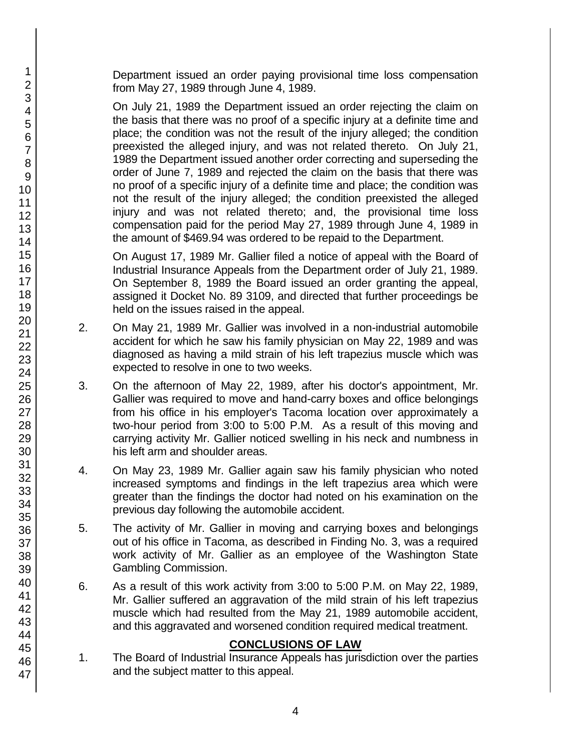Department issued an order paying provisional time loss compensation from May 27, 1989 through June 4, 1989.

On July 21, 1989 the Department issued an order rejecting the claim on the basis that there was no proof of a specific injury at a definite time and place; the condition was not the result of the injury alleged; the condition preexisted the alleged injury, and was not related thereto. On July 21, 1989 the Department issued another order correcting and superseding the order of June 7, 1989 and rejected the claim on the basis that there was no proof of a specific injury of a definite time and place; the condition was not the result of the injury alleged; the condition preexisted the alleged injury and was not related thereto; and, the provisional time loss compensation paid for the period May 27, 1989 through June 4, 1989 in the amount of $469.94 was ordered to be repaid to the Department.

On August 17, 1989 Mr. Gallier filed a notice of appeal with the Board of Industrial Insurance Appeals from the Department order of July 21, 1989. On September 8, 1989 the Board issued an order granting the appeal, assigned it Docket No. 89 3109, and directed that further proceedings be held on the issues raised in the appeal.

2. On May 21, 1989 Mr. Gallier was involved in a non-industrial automobile accident for which he saw his family physician on May 22, 1989 and was diagnosed as having a mild strain of his left trapezius muscle which was expected to resolve in one to two weeks.

3. On the afternoon of May 22, 1989, after his doctor's appointment, Mr. Gallier was required to move and hand-carry boxes and office belongings from his office in his employer's Tacoma location over approximately a two-hour period from 3:00 to 5:00 P.M. As a result of this moving and carrying activity Mr. Gallier noticed swelling in his neck and numbness in his left arm and shoulder areas.

4. On May 23, 1989 Mr. Gallier again saw his family physician who noted increased symptoms and findings in the left trapezius area which were greater than the findings the doctor had noted on his examination on the previous day following the automobile accident.

5. The activity of Mr. Gallier in moving and carrying boxes and belongings out of his office in Tacoma, as described in Finding No. 3, was a required work activity of Mr. Gallier as an employee of the Washington State Gambling Commission.

6. As a result of this work activity from 3:00 to 5:00 P.M. on May 22, 1989, Mr. Gallier suffered an aggravation of the mild strain of his left trapezius muscle which had resulted from the May 21, 1989 automobile accident, and this aggravated and worsened condition required medical treatment.

## CONCLUSIONS OF LAW

1. The Board of Industrial Insurance Appeals has jurisdiction over the parties and the subject matter to this appeal.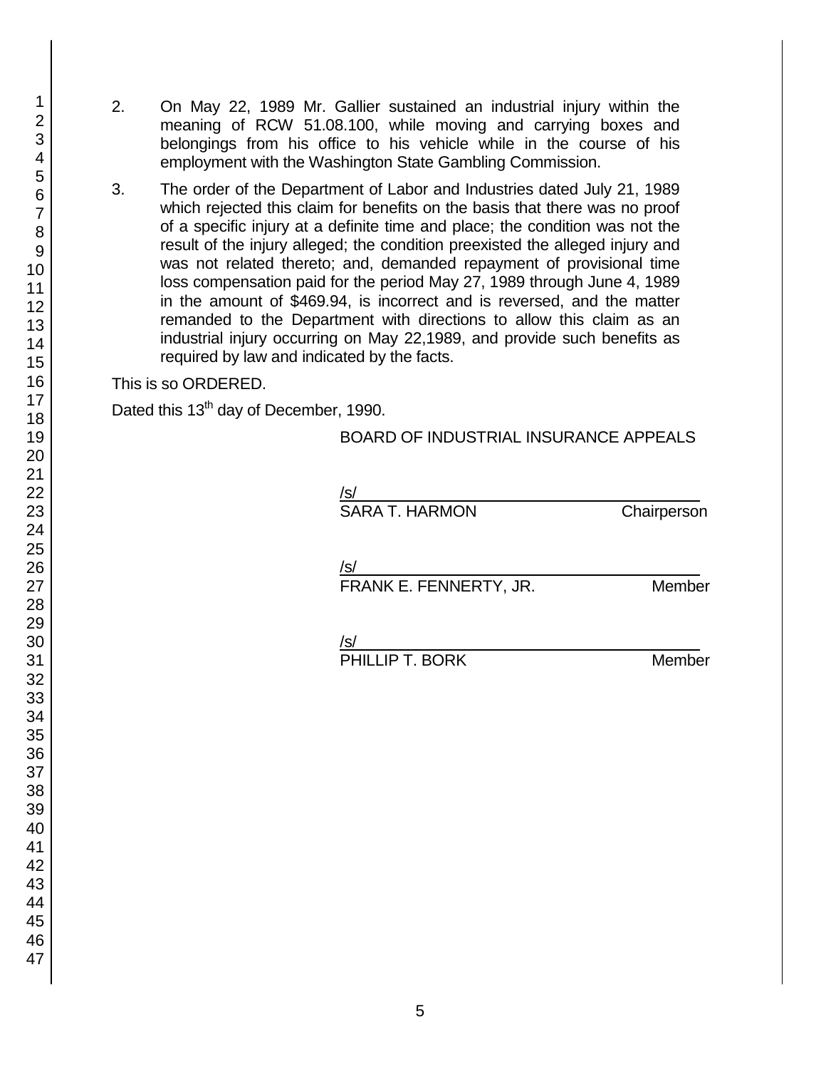2. On May 22, 1989 Mr. Gallier sustained an industrial injury within the meaning of RCW 51.08.100, while moving and carrying boxes and belongings from his office to his vehicle while in the course of his employment with the Washington State Gambling Commission.

3. The order of the Department of Labor and Industries dated July 21, 1989 which rejected this claim for benefits on the basis that there was no proof of a specific injury at a definite time and place; the condition was not the result of the injury alleged; the condition preexisted the alleged injury and was not related thereto; and, demanded repayment of provisional time loss compensation paid for the period May 27, 1989 through June 4, 1989 in the amount of $469.94, is incorrect and is reversed, and the matter remanded to the Department with directions to allow this claim as an industrial injury occurring on May 22,1989, and provide such benefits as required by law and indicated by the facts.

This is so ORDERED.

Dated this 13th day of December, 1990.

BOARD OF INDUSTRIAL INSURANCE APPEALS

/s/
SARA T. HARMON Chairperson

/s/
FRANK E. FENNERTY, JR. Member

/s/
PHILLIP T. BORK Member